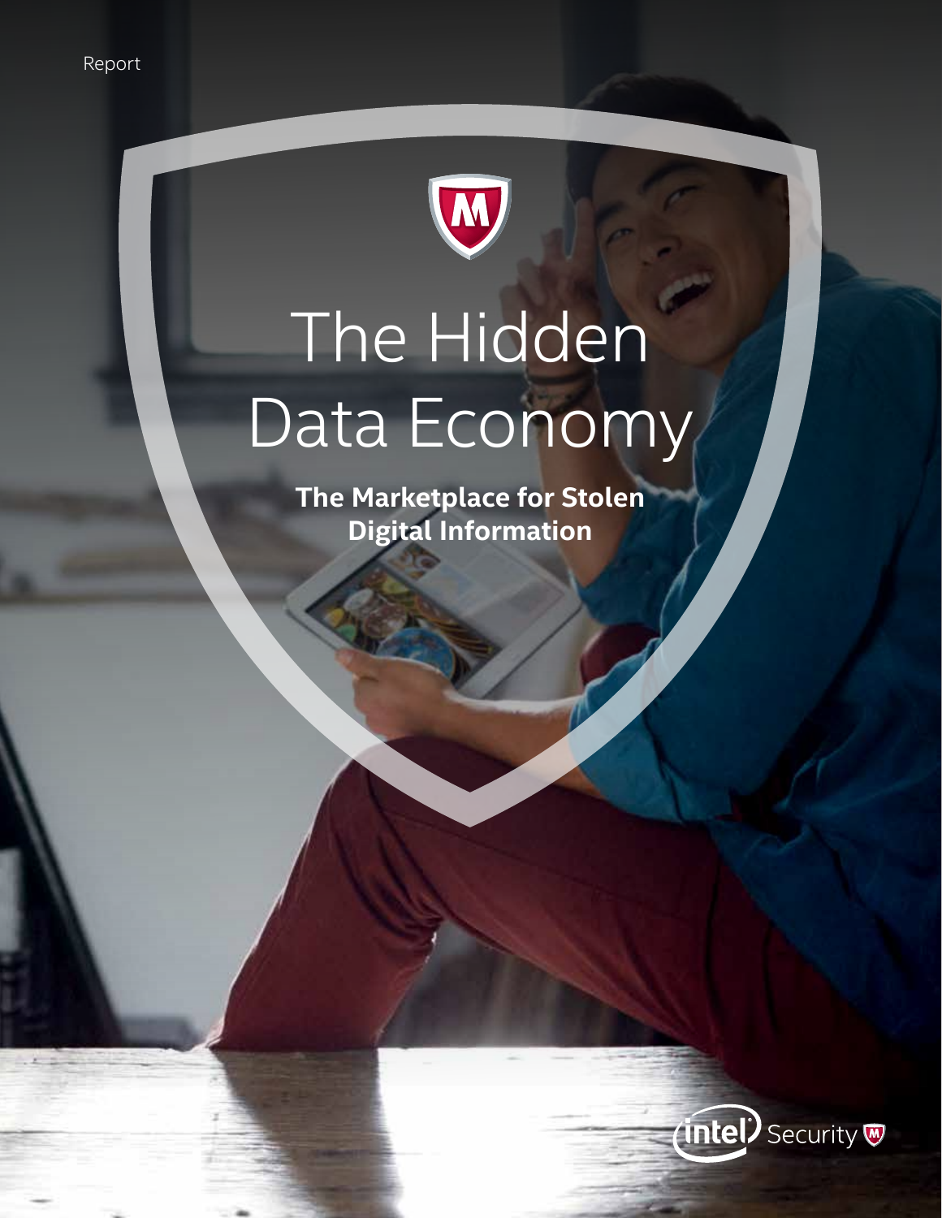Report

# The Hidden Data Economy

**The Marketplace for Stolen Digital Information**

Intel Security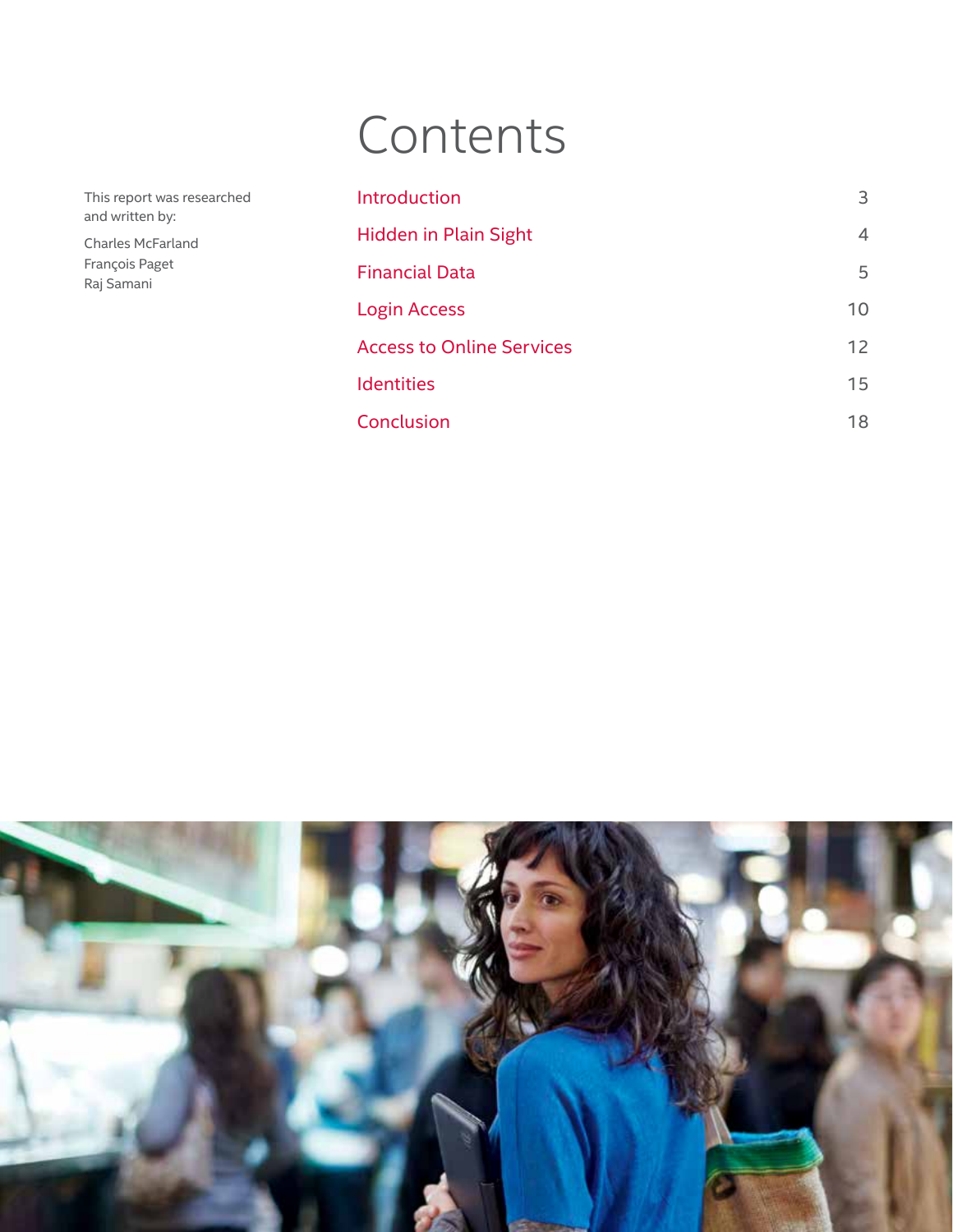# Contents

This report was researched and written by:

Charles McFarland
François Paget
Raj Samani

| | |
|---|---|
| Introduction | 3 |
| Hidden in Plain Sight | 4 |
| Financial Data | 5 |
| Login Access | 10 |
| Access to Online Services | 12 |
| Identities | 15 |
| Conclusion | 18 |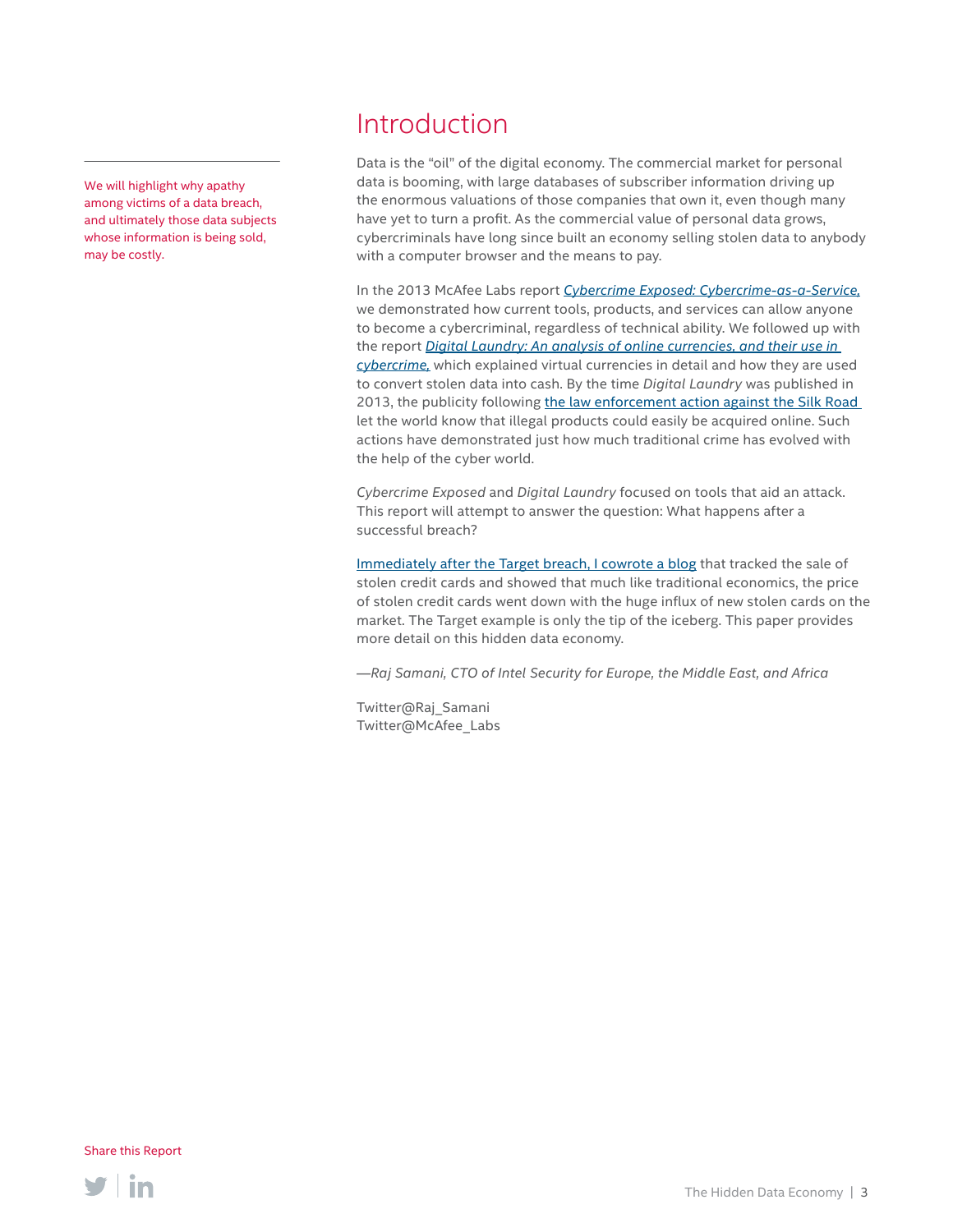# Introduction

We will highlight why apathy among victims of a data breach, and ultimately those data subjects whose information is being sold, may be costly.

Data is the "oil" of the digital economy. The commercial market for personal data is booming, with large databases of subscriber information driving up the enormous valuations of those companies that own it, even though many have yet to turn a profit. As the commercial value of personal data grows, cybercriminals have long since built an economy selling stolen data to anybody with a computer browser and the means to pay.

In the 2013 McAfee Labs report *Cybercrime Exposed: Cybercrime-as-a-Service,* we demonstrated how current tools, products, and services can allow anyone to become a cybercriminal, regardless of technical ability. We followed up with the report *Digital Laundry: An analysis of online currencies, and their use in cybercrime,* which explained virtual currencies in detail and how they are used to convert stolen data into cash. By the time *Digital Laundry* was published in 2013, the publicity following the law enforcement action against the Silk Road let the world know that illegal products could easily be acquired online. Such actions have demonstrated just how much traditional crime has evolved with the help of the cyber world.

*Cybercrime Exposed* and *Digital Laundry* focused on tools that aid an attack. This report will attempt to answer the question: What happens after a successful breach?

Immediately after the Target breach, I cowrote a blog that tracked the sale of stolen credit cards and showed that much like traditional economics, the price of stolen credit cards went down with the huge influx of new stolen cards on the market. The Target example is only the tip of the iceberg. This paper provides more detail on this hidden data economy.

*—Raj Samani, CTO of Intel Security for Europe, the Middle East, and Africa*

Twitter@Raj_Samani
Twitter@McAfee_Labs

Share this Report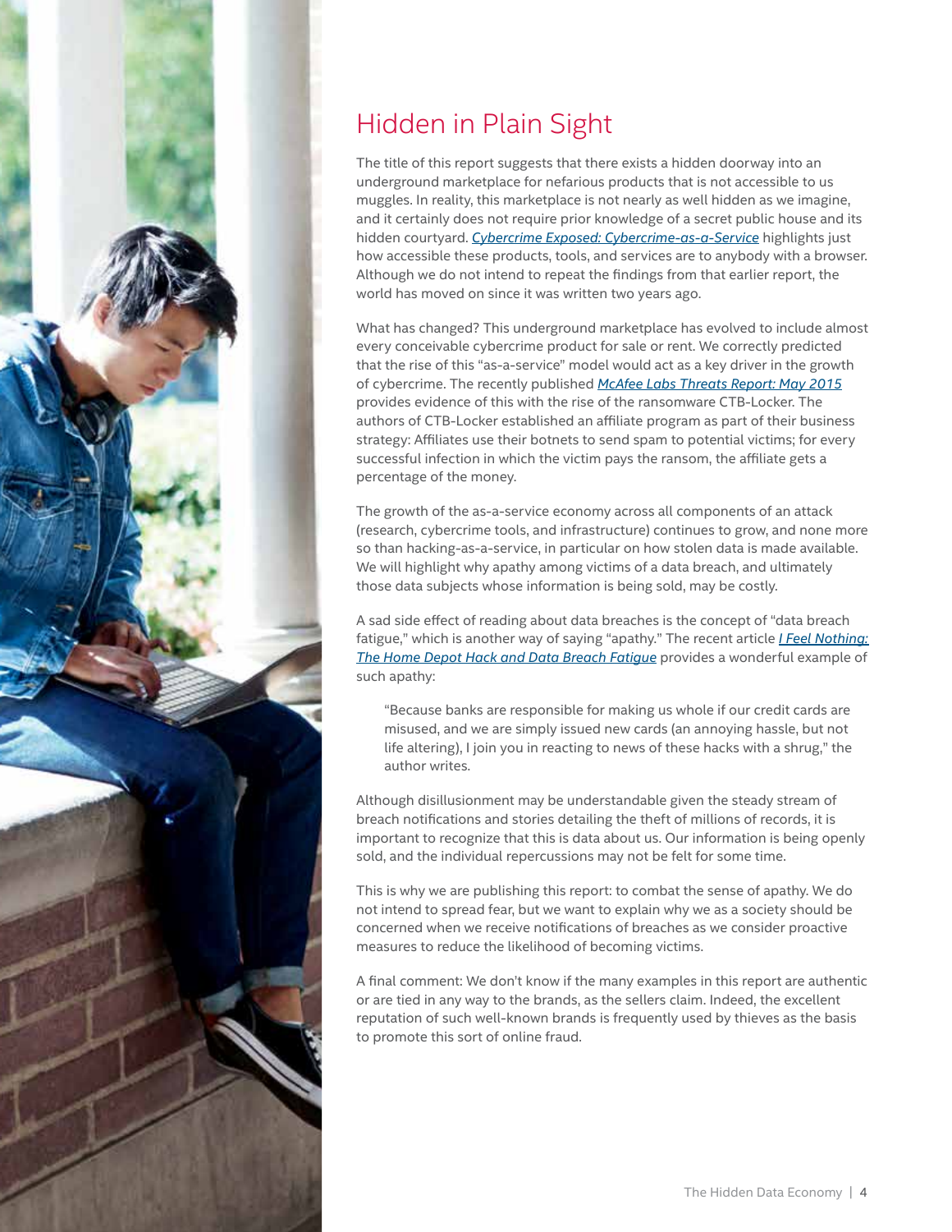# Hidden in Plain Sight

The title of this report suggests that there exists a hidden doorway into an underground marketplace for nefarious products that is not accessible to us muggles. In reality, this marketplace is not nearly as well hidden as we imagine, and it certainly does not require prior knowledge of a secret public house and its hidden courtyard. *Cybercrime Exposed: Cybercrime-as-a-Service* highlights just how accessible these products, tools, and services are to anybody with a browser. Although we do not intend to repeat the findings from that earlier report, the world has moved on since it was written two years ago.

What has changed? This underground marketplace has evolved to include almost every conceivable cybercrime product for sale or rent. We correctly predicted that the rise of this "as-a-service" model would act as a key driver in the growth of cybercrime. The recently published *McAfee Labs Threats Report: May 2015* provides evidence of this with the rise of the ransomware CTB-Locker. The authors of CTB-Locker established an affiliate program as part of their business strategy: Affiliates use their botnets to send spam to potential victims; for every successful infection in which the victim pays the ransom, the affiliate gets a percentage of the money.

The growth of the as-a-service economy across all components of an attack (research, cybercrime tools, and infrastructure) continues to grow, and none more so than hacking-as-a-service, in particular on how stolen data is made available. We will highlight why apathy among victims of a data breach, and ultimately those data subjects whose information is being sold, may be costly.

A sad side effect of reading about data breaches is the concept of "data breach fatigue," which is another way of saying "apathy." The recent article *I Feel Nothing: The Home Depot Hack and Data Breach Fatigue* provides a wonderful example of such apathy:

> "Because banks are responsible for making us whole if our credit cards are misused, and we are simply issued new cards (an annoying hassle, but not life altering), I join you in reacting to news of these hacks with a shrug," the author writes.

Although disillusionment may be understandable given the steady stream of breach notifications and stories detailing the theft of millions of records, it is important to recognize that this is data about us. Our information is being openly sold, and the individual repercussions may not be felt for some time.

This is why we are publishing this report: to combat the sense of apathy. We do not intend to spread fear, but we want to explain why we as a society should be concerned when we receive notifications of breaches as we consider proactive measures to reduce the likelihood of becoming victims.

A final comment: We don't know if the many examples in this report are authentic or are tied in any way to the brands, as the sellers claim. Indeed, the excellent reputation of such well-known brands is frequently used by thieves as the basis to promote this sort of online fraud.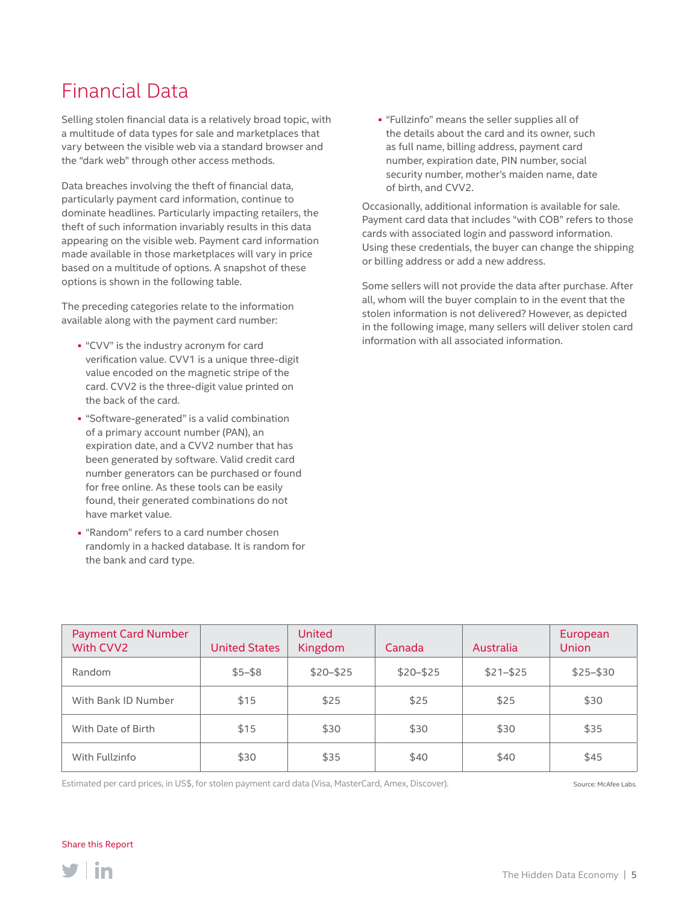# Financial Data

Selling stolen financial data is a relatively broad topic, with a multitude of data types for sale and marketplaces that vary between the visible web via a standard browser and the "dark web" through other access methods.

Data breaches involving the theft of financial data, particularly payment card information, continue to dominate headlines. Particularly impacting retailers, the theft of such information invariably results in this data appearing on the visible web. Payment card information made available in those marketplaces will vary in price based on a multitude of options. A snapshot of these options is shown in the following table.

The preceding categories relate to the information available along with the payment card number:

- "CVV" is the industry acronym for card verification value. CVV1 is a unique three-digit value encoded on the magnetic stripe of the card. CVV2 is the three-digit value printed on the back of the card.
- "Software-generated" is a valid combination of a primary account number (PAN), an expiration date, and a CVV2 number that has been generated by software. Valid credit card number generators can be purchased or found for free online. As these tools can be easily found, their generated combinations do not have market value.
- "Random" refers to a card number chosen randomly in a hacked database. It is random for the bank and card type.
- "Fullzinfo" means the seller supplies all of the details about the card and its owner, such as full name, billing address, payment card number, expiration date, PIN number, social security number, mother's maiden name, date of birth, and CVV2.

Occasionally, additional information is available for sale. Payment card data that includes "with COB" refers to those cards with associated login and password information. Using these credentials, the buyer can change the shipping or billing address or add a new address.

Some sellers will not provide the data after purchase. After all, whom will the buyer complain to in the event that the stolen information is not delivered? However, as depicted in the following image, many sellers will deliver stolen card information with all associated information.

| Payment Card Number With CVV2 | United States | United Kingdom | Canada | Australia | European Union |
|---|---|---|---|---|---|
| Random | $5–$8 | $20–$25 | $20–$25 | $21–$25 | $25–$30 |
| With Bank ID Number | $15 | $25 | $25 | $25 | $30 |
| With Date of Birth | $15 | $30 | $30 | $30 | $35 |
| With Fullzinfo | $30 | $35 | $40 | $40 | $45 |

Estimated per card prices, in US$, for stolen payment card data (Visa, MasterCard, Amex, Discover).

Source: McAfee Labs.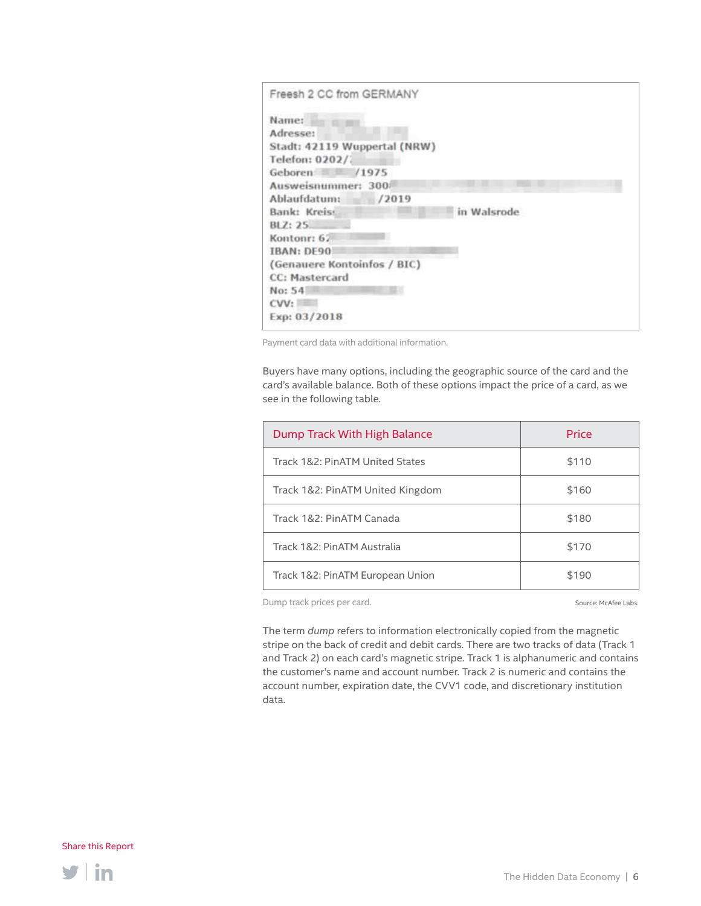```
Freesh 2 CC from GERMANY

Name:
Adresse:
Stadt: 42119 Wuppertal (NRW)
Telefon: 0202/
Geboren        /1975
Ausweisnummer: 300
Ablaufdatum:      /2019
Bank: Kreis                    in Walsrode
BLZ: 25
Kontonr: 6
IBAN: DE90
(Genauere Kontoinfos / BIC)
CC: Mastercard
No: 54
CVV:
Exp: 03/2018
```

Payment card data with additional information.

Buyers have many options, including the geographic source of the card and the card's available balance. Both of these options impact the price of a card, as we see in the following table.

| Dump Track With High Balance | Price |
|---|---|
| Track 1&2: PinATM United States | $110 |
| Track 1&2: PinATM United Kingdom | $160 |
| Track 1&2: PinATM Canada | $180 |
| Track 1&2: PinATM Australia | $170 |
| Track 1&2: PinATM European Union | $190 |

Dump track prices per card.

Source: McAfee Labs.

The term *dump* refers to information electronically copied from the magnetic stripe on the back of credit and debit cards. There are two tracks of data (Track 1 and Track 2) on each card's magnetic stripe. Track 1 is alphanumeric and contains the customer's name and account number. Track 2 is numeric and contains the account number, expiration date, the CVV1 code, and discretionary institution data.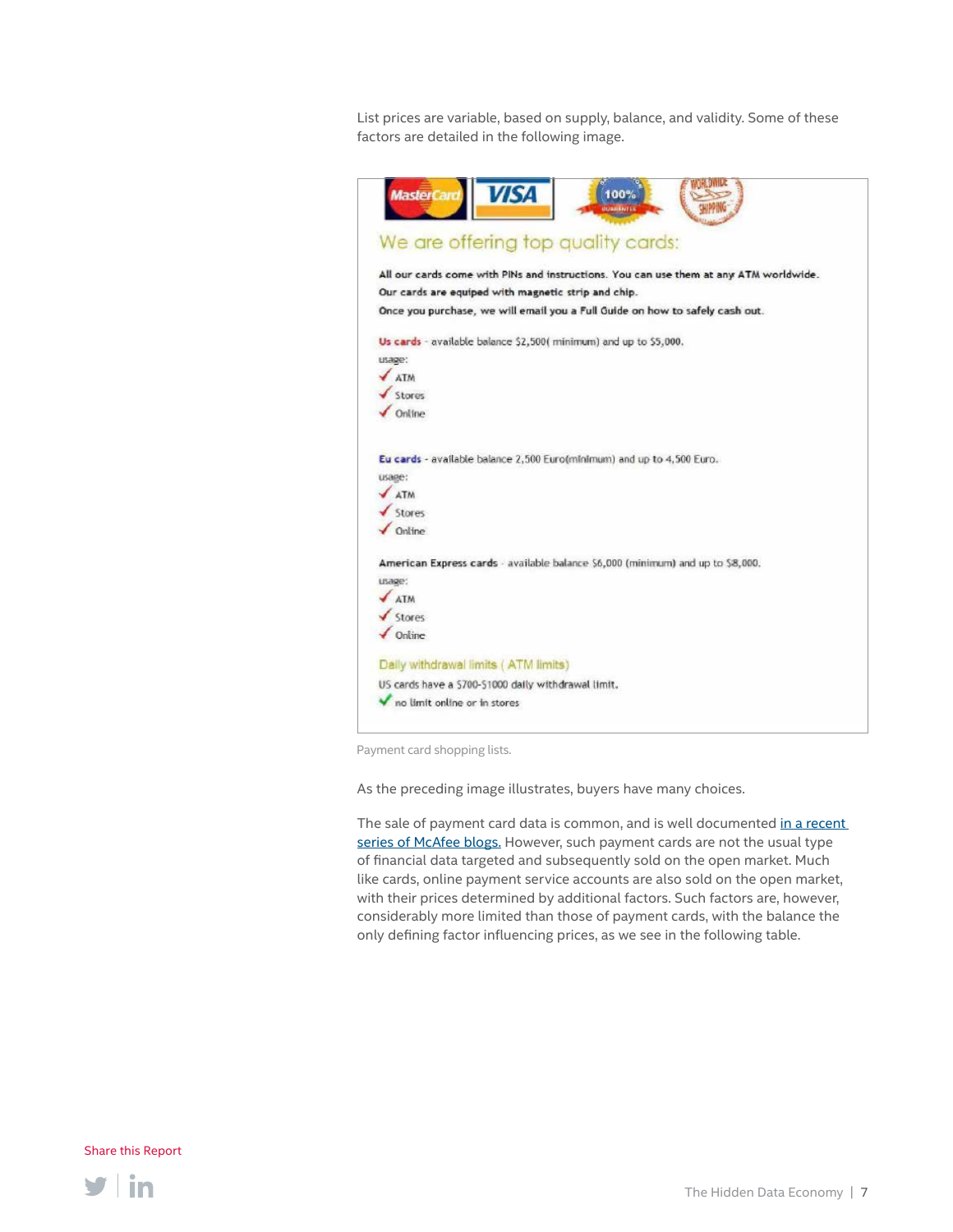List prices are variable, based on supply, balance, and validity. Some of these factors are detailed in the following image.

We are offering top quality cards:

**All our cards come with PINs and instructions. You can use them at any ATM worldwide.**
**Our cards are equiped with magnetic strip and chip.**
**Once you purchase, we will email you a Full Guide on how to safely cash out.**

**Us cards** - available balance $2,500( minimum) and up to $5,000.
usage:
✓ ATM
✓ Stores
✓ Online

**Eu cards** - available balance 2,500 Euro(minimum) and up to 4,500 Euro.
usage:
✓ ATM
✓ Stores
✓ Online

**American Express cards** - available balance $6,000 (minimum) and up to $8,000.
usage:
✓ ATM
✓ Stores
✓ Online

Daily withdrawal limits ( ATM limits)
US cards have a $700-$1000 daily withdrawal limit.
✓ no limit online or in stores

Payment card shopping lists.

As the preceding image illustrates, buyers have many choices.

The sale of payment card data is common, and is well documented in a recent series of McAfee blogs. However, such payment cards are not the usual type of financial data targeted and subsequently sold on the open market. Much like cards, online payment service accounts are also sold on the open market, with their prices determined by additional factors. Such factors are, however, considerably more limited than those of payment cards, with the balance the only defining factor influencing prices, as we see in the following table.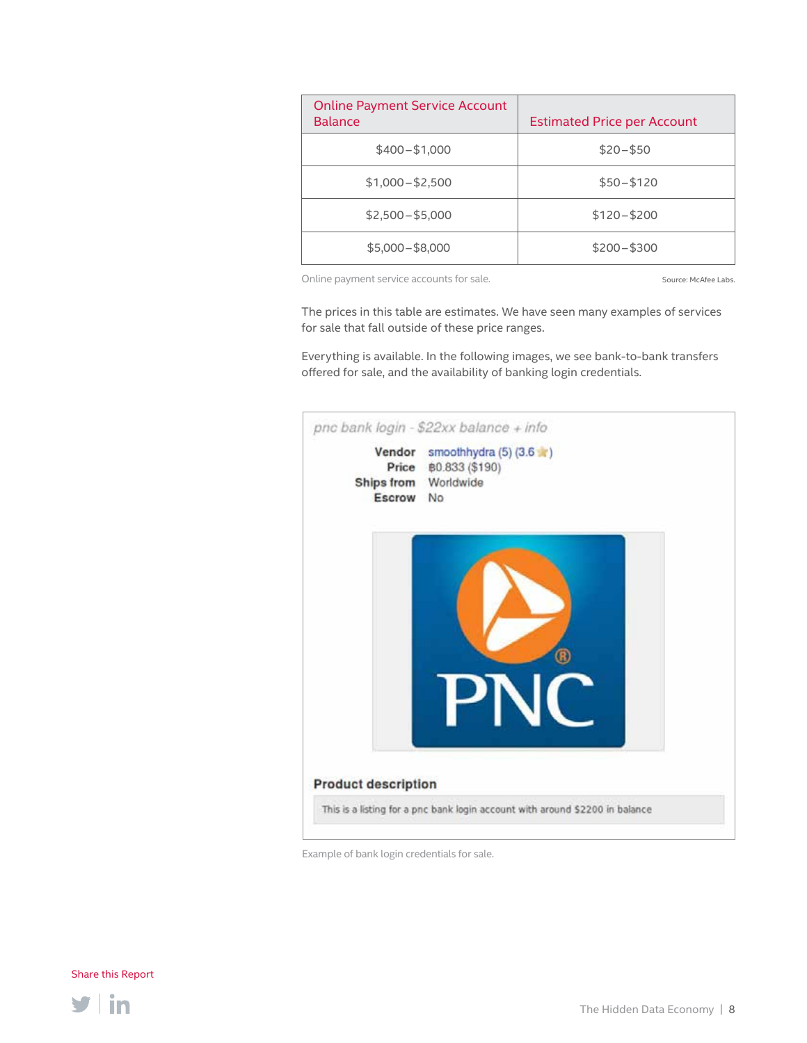| Online Payment Service Account Balance | Estimated Price per Account |
| --- | --- |
| $400–$1,000 | $20–$50 |
| $1,000–$2,500 | $50–$120 |
| $2,500–$5,000 | $120–$200 |
| $5,000–$8,000 | $200–$300 |

Online payment service accounts for sale.

Source: McAfee Labs.

The prices in this table are estimates. We have seen many examples of services for sale that fall outside of these price ranges.

Everything is available. In the following images, we see bank-to-bank transfers offered for sale, and the availability of banking login credentials.

*pnc bank login - $22xx balance + info*

**Vendor** smoothhydra (5) (3.6)
**Price** ฿0.833 ($190)
**Ships from** Worldwide
**Escrow** No

**Product description**

This is a listing for a pnc bank login account with around $2200 in balance

Example of bank login credentials for sale.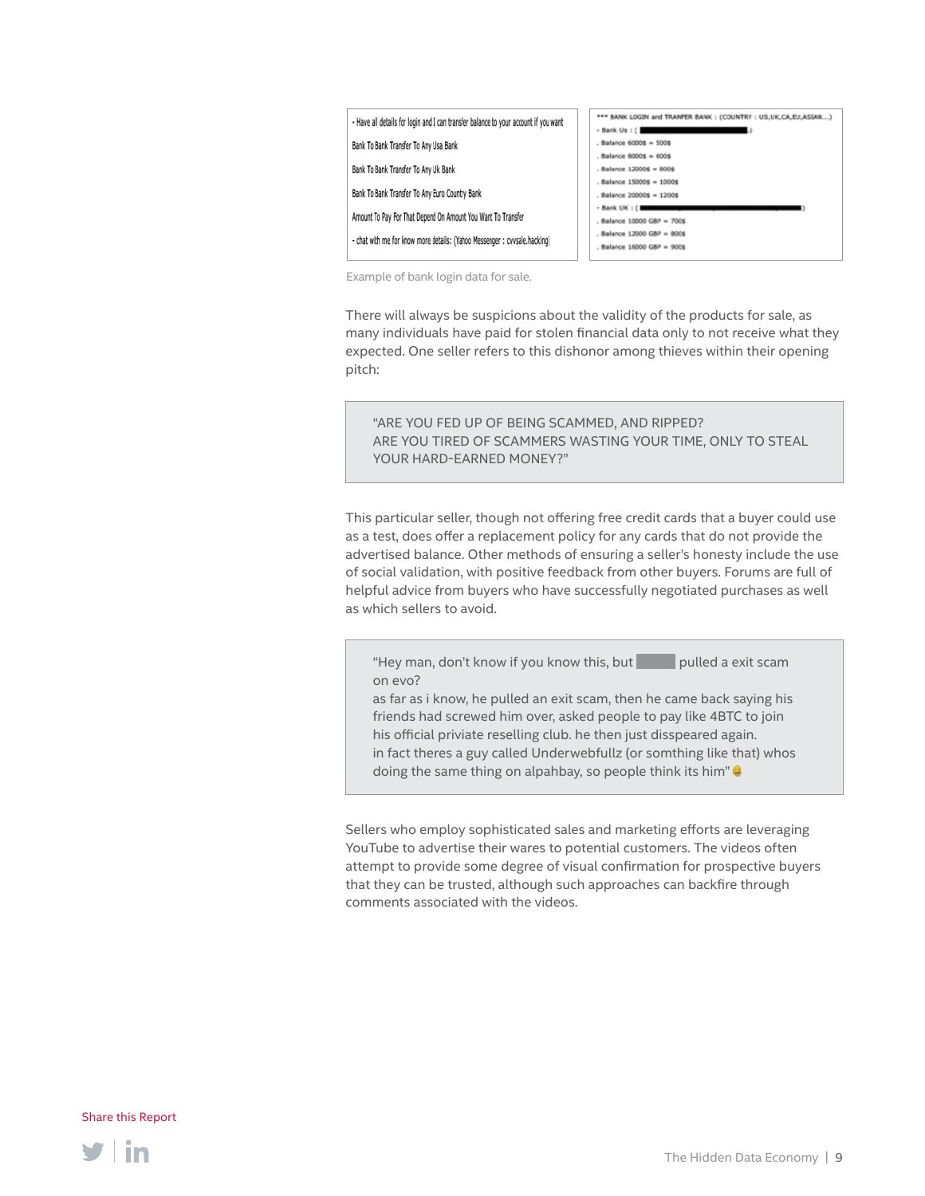- Have all details for login and I can transfer balance to your account if you want

Bank To Bank Transfer To Any Usa Bank

Bank To Bank Transfer To Any Uk Bank

Bank To Bank Transfer To Any Euro Country Bank

Amount To Pay For That Depend On Amount You Want To Transfer

- chat with me for know more details: (Yahoo Messenger : cvvsale.hacking)

*** BANK LOGIN and TRANFER BANK : (COUNTRY : US,UK,CA,EU,ASIAN....)

- Bank Us : ( )
. Balance 6000$ = 500$
. Balance 8000$ = 600$
. Balance 12000$ = 800$
. Balance 15000$ = 1000$
. Balance 20000$ = 1200$
- Bank UK : ( )
. Balance 10000 GBP = 700$
. Balance 12000 GBP = 800$
. Balance 16000 GBP = 900$

Example of bank login data for sale.

There will always be suspicions about the validity of the products for sale, as many individuals have paid for stolen financial data only to not receive what they expected. One seller refers to this dishonor among thieves within their opening pitch:

> "ARE YOU FED UP OF BEING SCAMMED, AND RIPPED?
> ARE YOU TIRED OF SCAMMERS WASTING YOUR TIME, ONLY TO STEAL YOUR HARD-EARNED MONEY?"

This particular seller, though not offering free credit cards that a buyer could use as a test, does offer a replacement policy for any cards that do not provide the advertised balance. Other methods of ensuring a seller's honesty include the use of social validation, with positive feedback from other buyers. Forums are full of helpful advice from buyers who have successfully negotiated purchases as well as which sellers to avoid.

> "Hey man, don't know if you know this, but ████ pulled a exit scam on evo?
> as far as i know, he pulled an exit scam, then he came back saying his friends had screwed him over, asked people to pay like 4BTC to join his official priviate reselling club. he then just disspeared again.
> in fact theres a guy called Underwebfullz (or somthing like that) whos doing the same thing on alpahbay, so people think its him"

Sellers who employ sophisticated sales and marketing efforts are leveraging YouTube to advertise their wares to potential customers. The videos often attempt to provide some degree of visual confirmation for prospective buyers that they can be trusted, although such approaches can backfire through comments associated with the videos.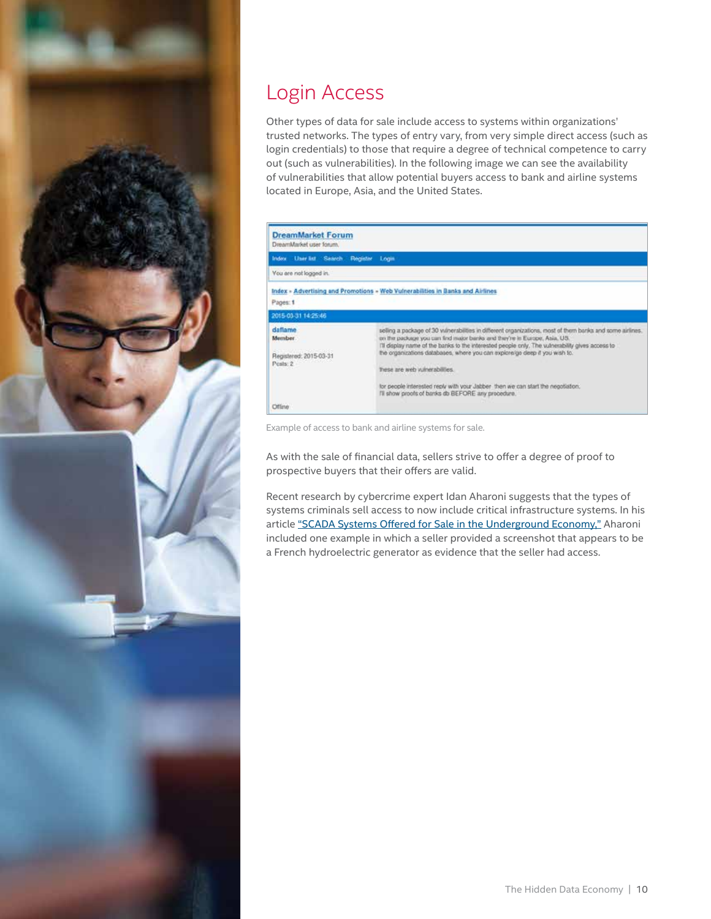# Login Access

Other types of data for sale include access to systems within organizations' trusted networks. The types of entry vary, from very simple direct access (such as login credentials) to those that require a degree of technical competence to carry out (such as vulnerabilities). In the following image we can see the availability of vulnerabilities that allow potential buyers access to bank and airline systems located in Europe, Asia, and the United States.

**DreamMarket Forum**
DreamMarket user forum.

Index User list Search Register Login

You are not logged in.

Index » Advertising and Promotions » Web Vulnerabilities in Banks and Airlines

Pages: 1

2015-03-31 14:25:46

**daflame**
Member

Registered: 2015-03-31
Posts: 2

Offline

selling a package of 30 vulnerabilities in different organizations, most of them banks and some airlines.
on the package you can find major banks and they're in Europe, Asia, US.
I'll display name of the banks to the interested people only. The vulnerability gives access to the organizations databases, where you can explore/go deep if you wish to.

these are web vulnerabilities.

for people interested reply with your Jabber then we can start the negotiation.
I'll show proofs of banks db BEFORE any procedure.

Example of access to bank and airline systems for sale.

As with the sale of financial data, sellers strive to offer a degree of proof to prospective buyers that their offers are valid.

Recent research by cybercrime expert Idan Aharoni suggests that the types of systems criminals sell access to now include critical infrastructure systems. In his article "SCADA Systems Offered for Sale in the Underground Economy," Aharoni included one example in which a seller provided a screenshot that appears to be a French hydroelectric generator as evidence that the seller had access.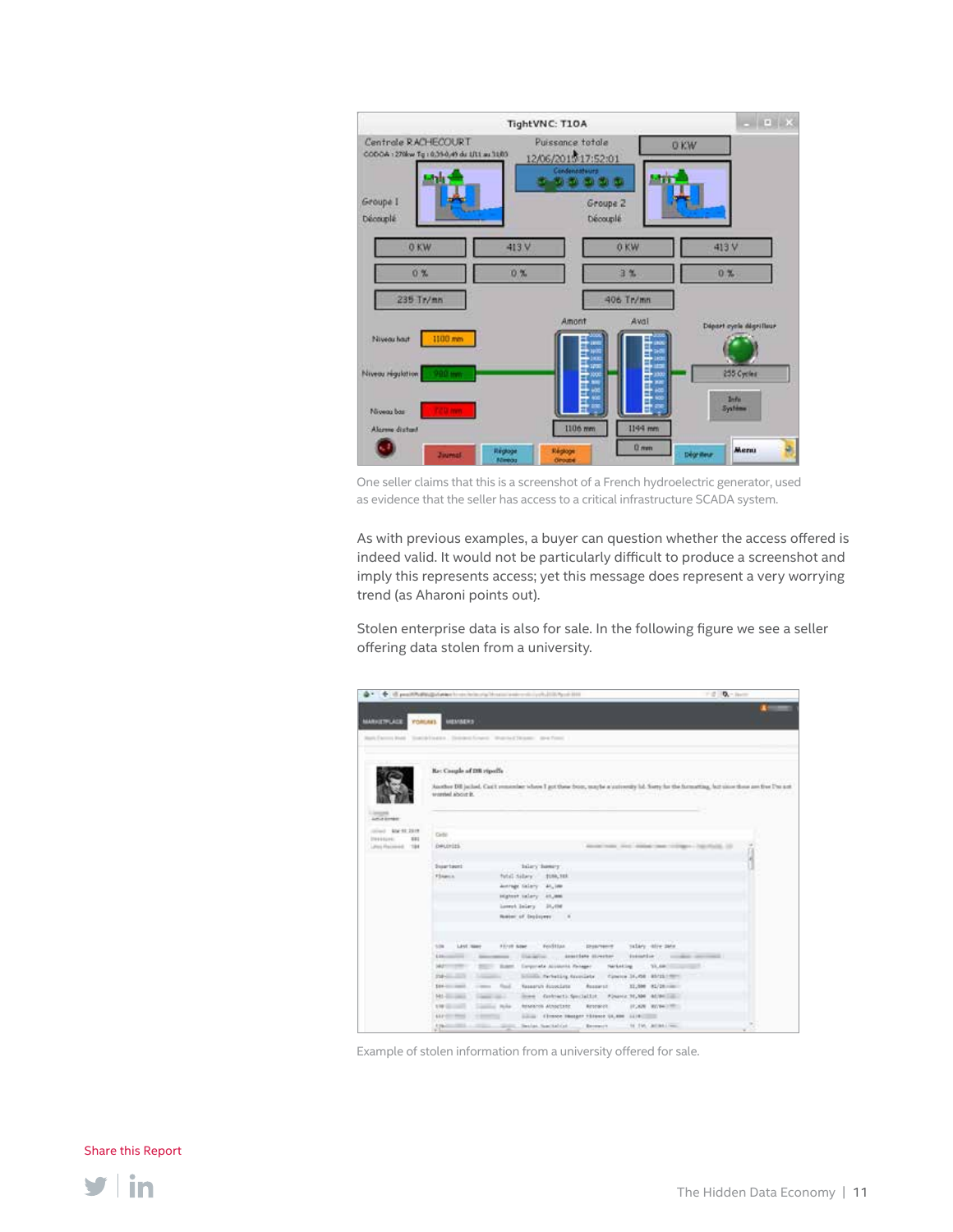One seller claims that this is a screenshot of a French hydroelectric generator, used as evidence that the seller has access to a critical infrastructure SCADA system.

As with previous examples, a buyer can question whether the access offered is indeed valid. It would not be particularly difficult to produce a screenshot and imply this represents access; yet this message does represent a very worrying trend (as Aharoni points out).

Stolen enterprise data is also for sale. In the following figure we see a seller offering data stolen from a university.

Example of stolen information from a university offered for sale.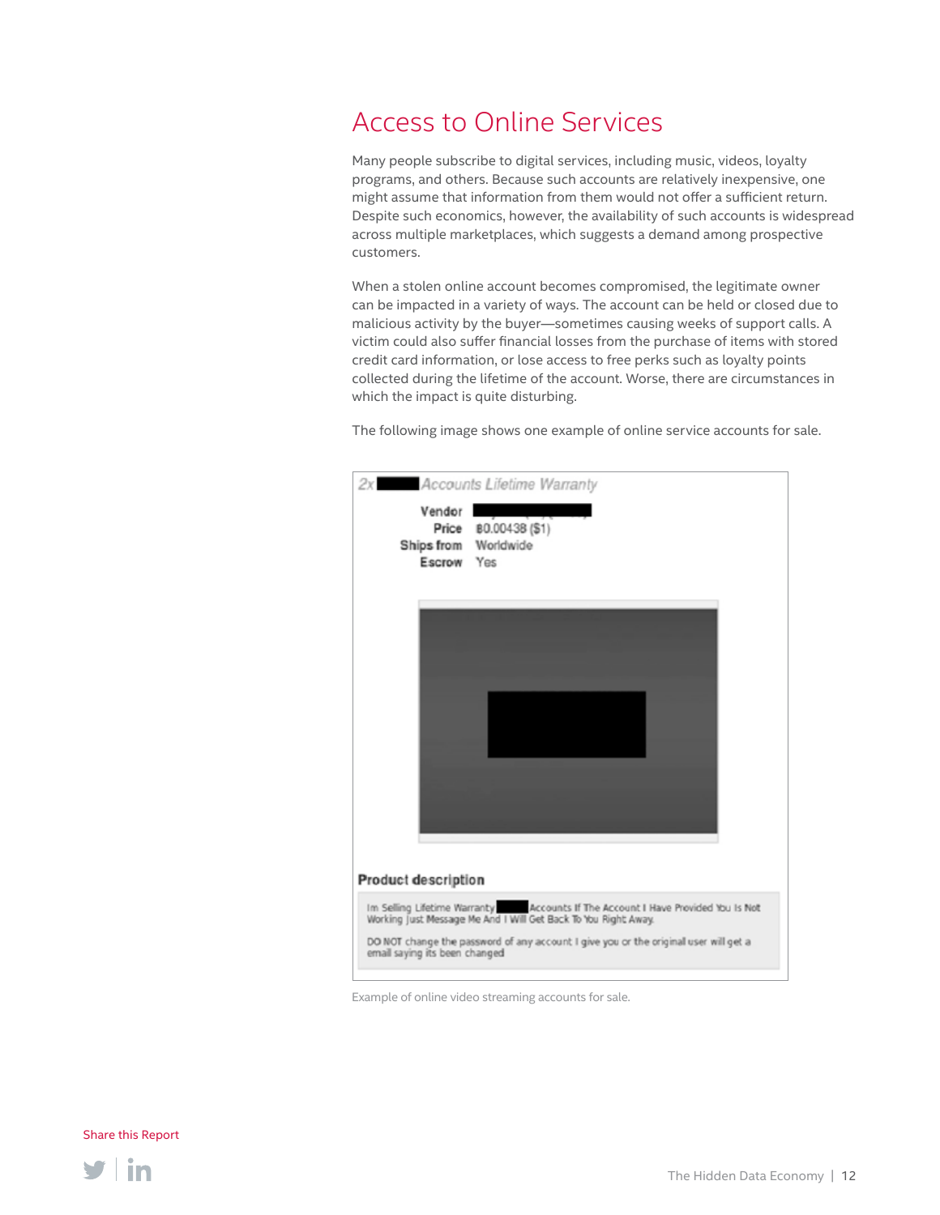## Access to Online Services

Many people subscribe to digital services, including music, videos, loyalty programs, and others. Because such accounts are relatively inexpensive, one might assume that information from them would not offer a sufficient return. Despite such economics, however, the availability of such accounts is widespread across multiple marketplaces, which suggests a demand among prospective customers.

When a stolen online account becomes compromised, the legitimate owner can be impacted in a variety of ways. The account can be held or closed due to malicious activity by the buyer—sometimes causing weeks of support calls. A victim could also suffer financial losses from the purchase of items with stored credit card information, or lose access to free perks such as loyalty points collected during the lifetime of the account. Worse, there are circumstances in which the impact is quite disturbing.

The following image shows one example of online service accounts for sale.

*2x ██████ Accounts Lifetime Warranty*

| | |
|---|---|
| **Vendor** | ██████████ |
| **Price** | ฿0.00438 ($1) |
| **Ships from** | Worldwide |
| **Escrow** | Yes |

**Product description**

Im Selling Lifetime Warranty ██████ Accounts If The Account I Have Provided You Is Not Working Just Message Me And I Will Get Back To You Right Away.

DO NOT change the password of any account I give you or the original user will get a email saying its been changed

Example of online video streaming accounts for sale.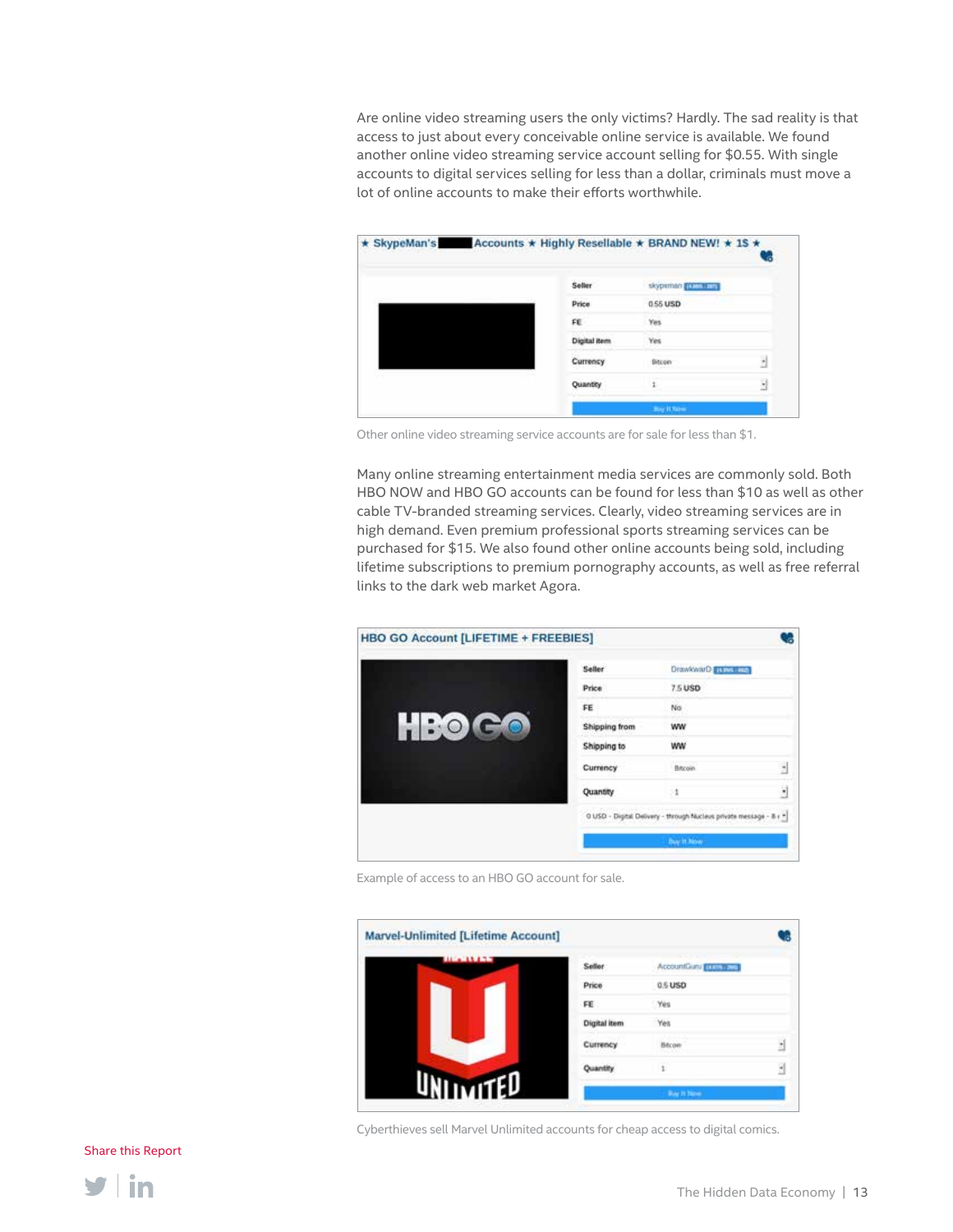Are online video streaming users the only victims? Hardly. The sad reality is that access to just about every conceivable online service is available. We found another online video streaming service account selling for $0.55. With single accounts to digital services selling for less than a dollar, criminals must move a lot of online accounts to make their efforts worthwhile.

Other online video streaming service accounts are for sale for less than $1.

Many online streaming entertainment media services are commonly sold. Both HBO NOW and HBO GO accounts can be found for less than $10 as well as other cable TV-branded streaming services. Clearly, video streaming services are in high demand. Even premium professional sports streaming services can be purchased for $15. We also found other online accounts being sold, including lifetime subscriptions to premium pornography accounts, as well as free referral links to the dark web market Agora.

Example of access to an HBO GO account for sale.

Cyberthieves sell Marvel Unlimited accounts for cheap access to digital comics.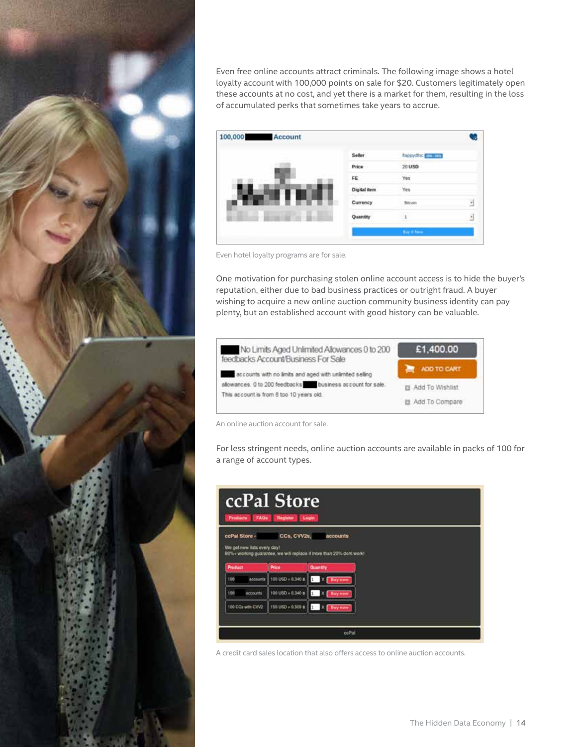Even free online accounts attract criminals. The following image shows a hotel loyalty account with 100,000 points on sale for $20. Customers legitimately open these accounts at no cost, and yet there is a market for them, resulting in the loss of accumulated perks that sometimes take years to accrue.

Even hotel loyalty programs are for sale.

One motivation for purchasing stolen online account access is to hide the buyer's reputation, either due to bad business practices or outright fraud. A buyer wishing to acquire a new online auction community business identity can pay plenty, but an established account with good history can be valuable.

An online auction account for sale.

For less stringent needs, online auction accounts are available in packs of 100 for a range of account types.

A credit card sales location that also offers access to online auction accounts.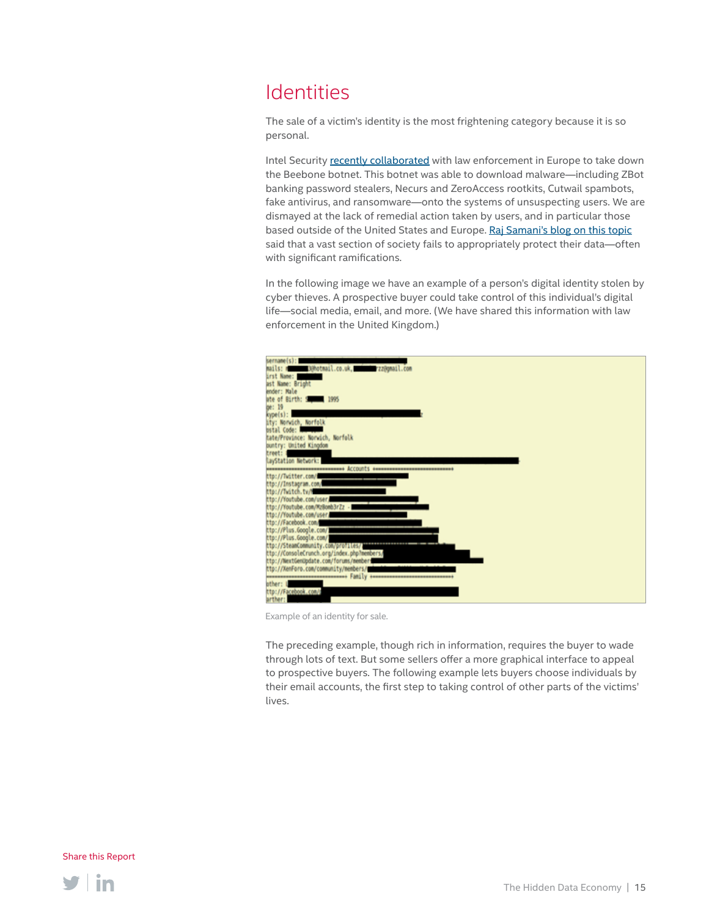## Identities

The sale of a victim's identity is the most frightening category because it is so personal.

Intel Security recently collaborated with law enforcement in Europe to take down the Beebone botnet. This botnet was able to download malware—including ZBot banking password stealers, Necurs and ZeroAccess rootkits, Cutwail spambots, fake antivirus, and ransomware—onto the systems of unsuspecting users. We are dismayed at the lack of remedial action taken by users, and in particular those based outside of the United States and Europe. Raj Samani's blog on this topic said that a vast section of society fails to appropriately protect their data—often with significant ramifications.

In the following image we have an example of a person's digital identity stolen by cyber thieves. A prospective buyer could take control of this individual's digital life—social media, email, and more. (We have shared this information with law enforcement in the United Kingdom.)

Example of an identity for sale.

The preceding example, though rich in information, requires the buyer to wade through lots of text. But some sellers offer a more graphical interface to appeal to prospective buyers. The following example lets buyers choose individuals by their email accounts, the first step to taking control of other parts of the victims' lives.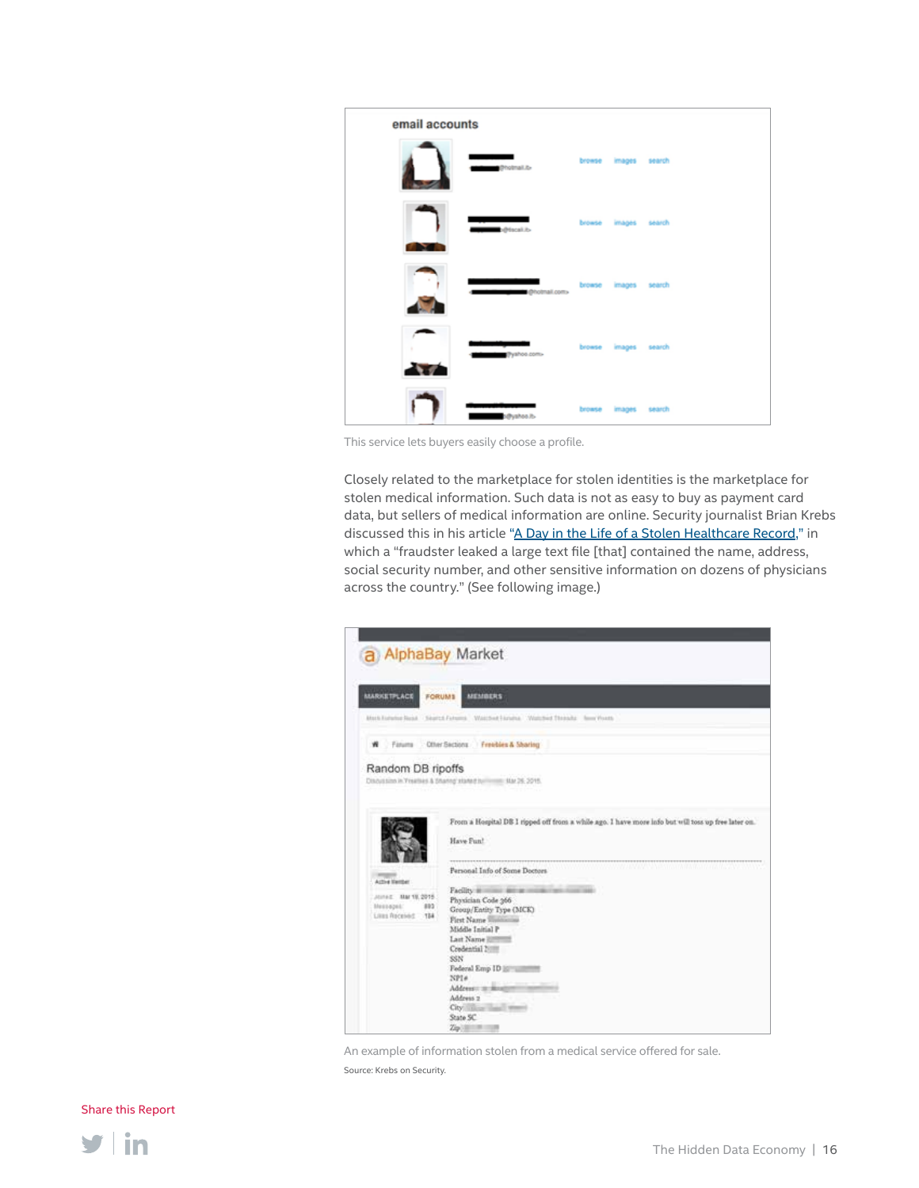This service lets buyers easily choose a profile.

Closely related to the marketplace for stolen identities is the marketplace for stolen medical information. Such data is not as easy to buy as payment card data, but sellers of medical information are online. Security journalist Brian Krebs discussed this in his article "A Day in the Life of a Stolen Healthcare Record," in which a "fraudster leaked a large text file [that] contained the name, address, social security number, and other sensitive information on dozens of physicians across the country." (See following image.)

An example of information stolen from a medical service offered for sale.

Source: Krebs on Security.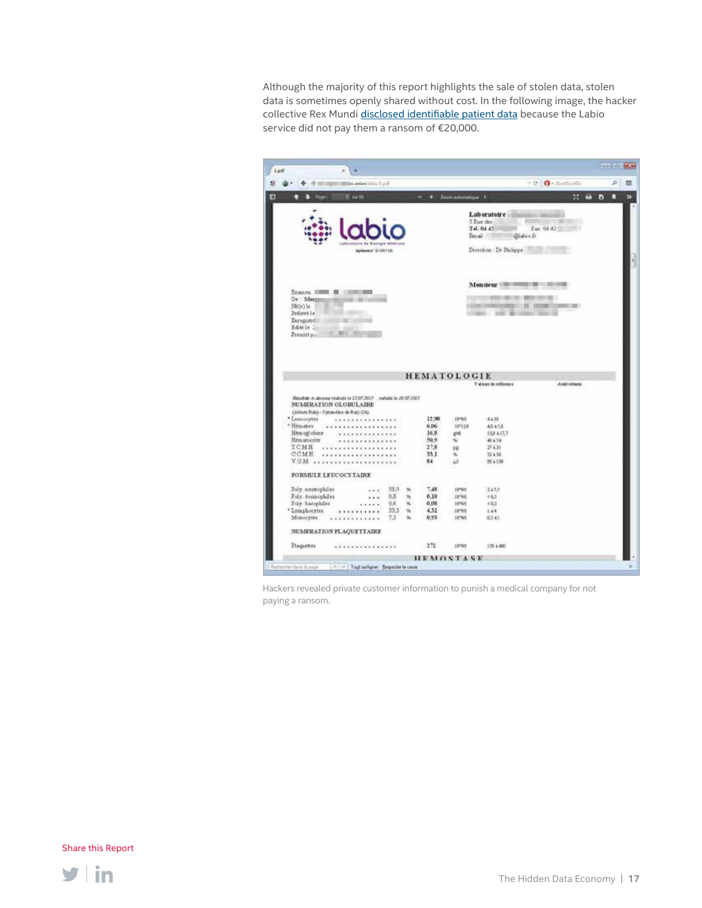Although the majority of this report highlights the sale of stolen data, stolen data is sometimes openly shared without cost. In the following image, the hacker collective Rex Mundi disclosed identifiable patient data because the Labio service did not pay them a ransom of €20,000.

Hackers revealed private customer information to punish a medical company for not paying a ransom.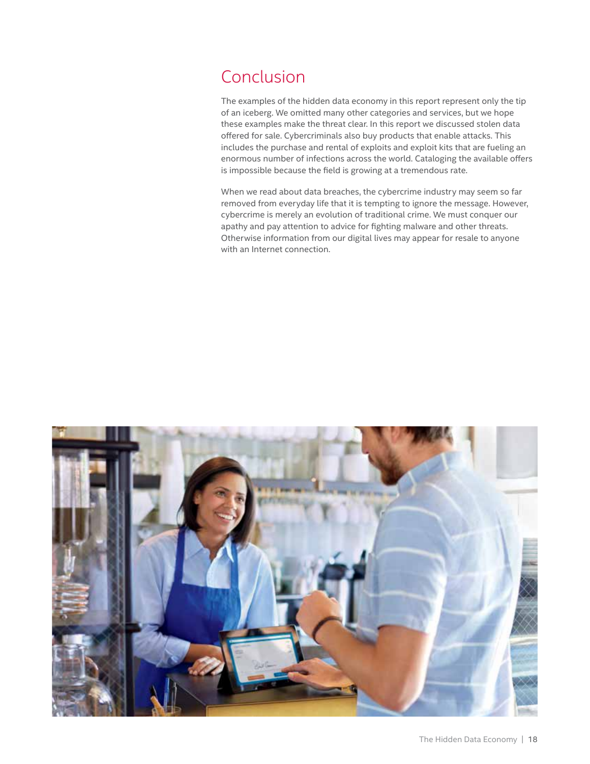# Conclusion

The examples of the hidden data economy in this report represent only the tip of an iceberg. We omitted many other categories and services, but we hope these examples make the threat clear. In this report we discussed stolen data offered for sale. Cybercriminals also buy products that enable attacks. This includes the purchase and rental of exploits and exploit kits that are fueling an enormous number of infections across the world. Cataloging the available offers is impossible because the field is growing at a tremendous rate.

When we read about data breaches, the cybercrime industry may seem so far removed from everyday life that it is tempting to ignore the message. However, cybercrime is merely an evolution of traditional crime. We must conquer our apathy and pay attention to advice for fighting malware and other threats. Otherwise information from our digital lives may appear for resale to anyone with an Internet connection.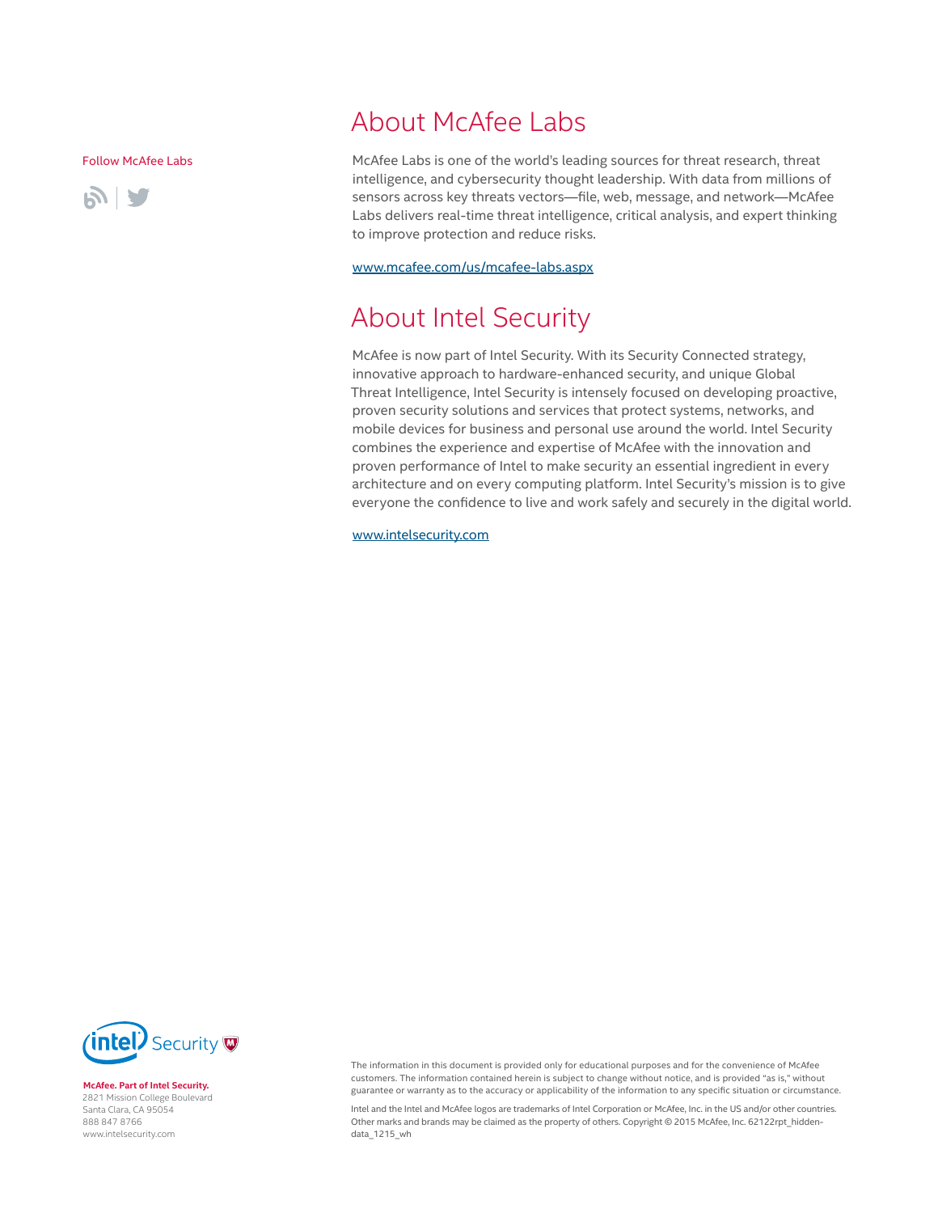Follow McAfee Labs

## About McAfee Labs

McAfee Labs is one of the world's leading sources for threat research, threat intelligence, and cybersecurity thought leadership. With data from millions of sensors across key threats vectors—file, web, message, and network—McAfee Labs delivers real-time threat intelligence, critical analysis, and expert thinking to improve protection and reduce risks.

www.mcafee.com/us/mcafee-labs.aspx

## About Intel Security

McAfee is now part of Intel Security. With its Security Connected strategy, innovative approach to hardware-enhanced security, and unique Global Threat Intelligence, Intel Security is intensely focused on developing proactive, proven security solutions and services that protect systems, networks, and mobile devices for business and personal use around the world. Intel Security combines the experience and expertise of McAfee with the innovation and proven performance of Intel to make security an essential ingredient in every architecture and on every computing platform. Intel Security's mission is to give everyone the confidence to live and work safely and securely in the digital world.

www.intelsecurity.com

**McAfee. Part of Intel Security.**
2821 Mission College Boulevard
Santa Clara, CA 95054
888 847 8766
www.intelsecurity.com

The information in this document is provided only for educational purposes and for the convenience of McAfee customers. The information contained herein is subject to change without notice, and is provided "as is," without guarantee or warranty as to the accuracy or applicability of the information to any specific situation or circumstance.

Intel and the Intel and McAfee logos are trademarks of Intel Corporation or McAfee, Inc. in the US and/or other countries. Other marks and brands may be claimed as the property of others. Copyright © 2015 McAfee, Inc. 62122rpt_hidden-data_1215_wh